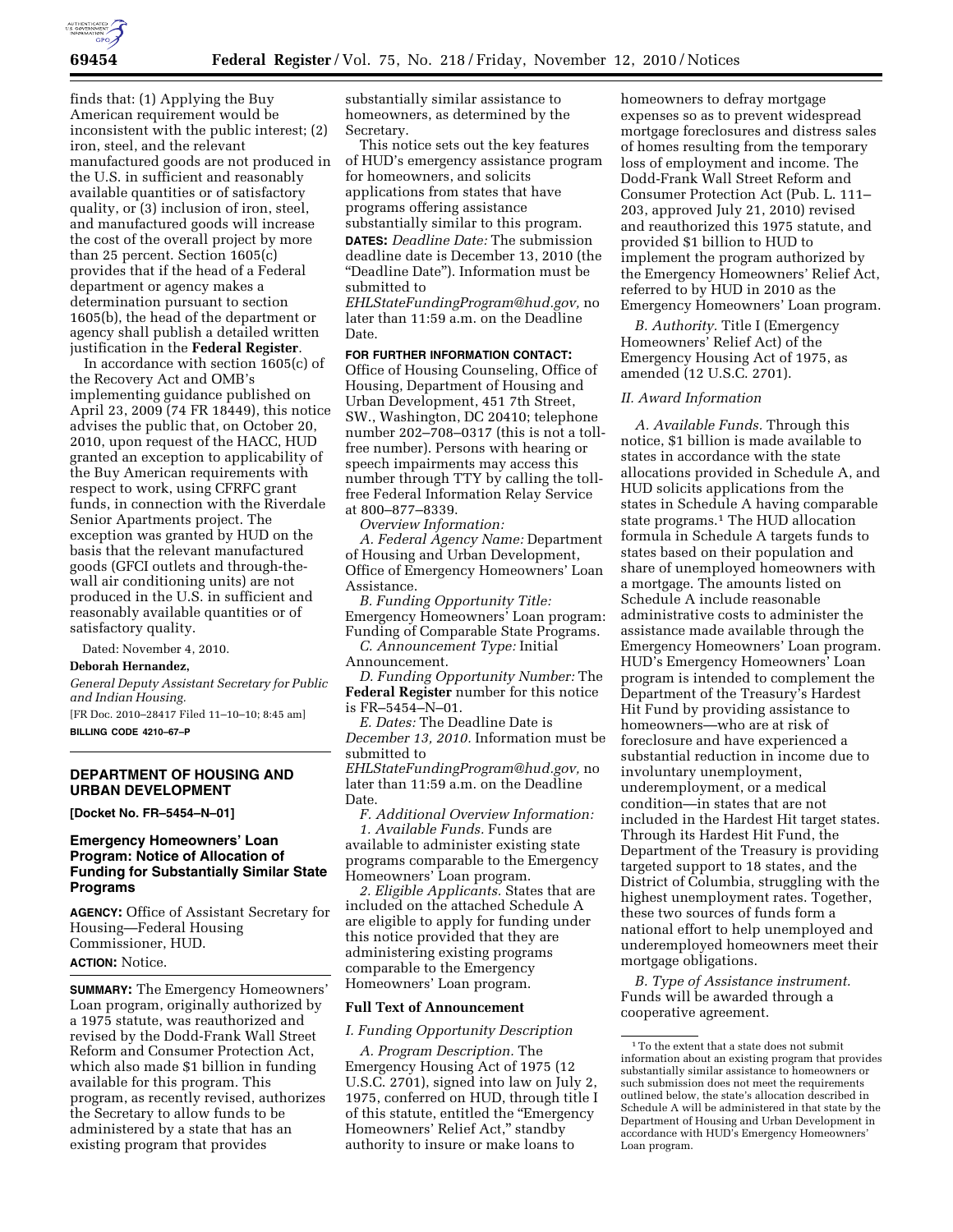finds that: (1) Applying the Buy American requirement would be inconsistent with the public interest; (2) iron, steel, and the relevant manufactured goods are not produced in the U.S. in sufficient and reasonably available quantities or of satisfactory quality, or (3) inclusion of iron, steel, and manufactured goods will increase the cost of the overall project by more than 25 percent. Section 1605(c) provides that if the head of a Federal department or agency makes a determination pursuant to section 1605(b), the head of the department or agency shall publish a detailed written justification in the **Federal Register**.

In accordance with section 1605(c) of the Recovery Act and OMB's implementing guidance published on April 23, 2009 (74 FR 18449), this notice advises the public that, on October 20, 2010, upon request of the HACC, HUD granted an exception to applicability of the Buy American requirements with respect to work, using CFRFC grant funds, in connection with the Riverdale Senior Apartments project. The exception was granted by HUD on the basis that the relevant manufactured goods (GFCI outlets and through-the-wall air conditioning units) are not produced in the U.S. in sufficient and reasonably available quantities or of satisfactory quality.

Dated: November 4, 2010.

**Deborah Hernandez,**

*General Deputy Assistant Secretary for Public and Indian Housing.*

[FR Doc. 2010–28417 Filed 11–10–10; 8:45 am]

**BILLING CODE 4210–67–P**

## DEPARTMENT OF HOUSING AND URBAN DEVELOPMENT

**[Docket No. FR–5454–N–01]**

## Emergency Homeowners' Loan Program: Notice of Allocation of Funding for Substantially Similar State Programs

**AGENCY:** Office of Assistant Secretary for Housing—Federal Housing Commissioner, HUD.

**ACTION:** Notice.

**SUMMARY:** The Emergency Homeowners' Loan program, originally authorized by a 1975 statute, was reauthorized and revised by the Dodd-Frank Wall Street Reform and Consumer Protection Act, which also made $1 billion in funding available for this program. This program, as recently revised, authorizes the Secretary to allow funds to be administered by a state that has an existing program that provides substantially similar assistance to homeowners, as determined by the Secretary.

This notice sets out the key features of HUD's emergency assistance program for homeowners, and solicits applications from states that have programs offering assistance substantially similar to this program.

**DATES:** *Deadline Date:* The submission deadline date is December 13, 2010 (the "Deadline Date"). Information must be submitted to *EHLStateFundingProgram@hud.gov,* no later than 11:59 a.m. on the Deadline Date.

**FOR FURTHER INFORMATION CONTACT:** Office of Housing Counseling, Office of Housing, Department of Housing and Urban Development, 451 7th Street, SW., Washington, DC 20410; telephone number 202–708–0317 (this is not a toll-free number). Persons with hearing or speech impairments may access this number through TTY by calling the toll-free Federal Information Relay Service at 800–877–8339.

*Overview Information:*

*A. Federal Agency Name:* Department of Housing and Urban Development, Office of Emergency Homeowners' Loan Assistance.

*B. Funding Opportunity Title:* Emergency Homeowners' Loan program: Funding of Comparable State Programs.

*C. Announcement Type:* Initial Announcement.

*D. Funding Opportunity Number:* The **Federal Register** number for this notice is FR–5454–N–01.

*E. Dates:* The Deadline Date is *December 13, 2010.* Information must be submitted to *EHLStateFundingProgram@hud.gov,* no later than 11:59 a.m. on the Deadline Date.

*F. Additional Overview Information:*

*1. Available Funds.* Funds are available to administer existing state programs comparable to the Emergency Homeowners' Loan program.

*2. Eligible Applicants.* States that are included on the attached Schedule A are eligible to apply for funding under this notice provided that they are administering existing programs comparable to the Emergency Homeowners' Loan program.

### Full Text of Announcement

#### *I. Funding Opportunity Description*

*A. Program Description.* The Emergency Housing Act of 1975 (12 U.S.C. 2701), signed into law on July 2, 1975, conferred on HUD, through title I of this statute, entitled the "Emergency Homeowners' Relief Act," standby authority to insure or make loans to homeowners to defray mortgage expenses so as to prevent widespread mortgage foreclosures and distress sales of homes resulting from the temporary loss of employment and income. The Dodd-Frank Wall Street Reform and Consumer Protection Act (Pub. L. 111–203, approved July 21, 2010) revised and reauthorized this 1975 statute, and provided $1 billion to HUD to implement the program authorized by the Emergency Homeowners' Relief Act, referred to by HUD in 2010 as the Emergency Homeowners' Loan program.

*B. Authority.* Title I (Emergency Homeowners' Relief Act) of the Emergency Housing Act of 1975, as amended (12 U.S.C. 2701).

#### *II. Award Information*

*A. Available Funds.* Through this notice, $1 billion is made available to states in accordance with the state allocations provided in Schedule A, and HUD solicits applications from the states in Schedule A having comparable state programs.[1] The HUD allocation formula in Schedule A targets funds to states based on their population and share of unemployed homeowners with a mortgage. The amounts listed on Schedule A include reasonable administrative costs to administer the assistance made available through the Emergency Homeowners' Loan program. HUD's Emergency Homeowners' Loan program is intended to complement the Department of the Treasury's Hardest Hit Fund by providing assistance to homeowners—who are at risk of foreclosure and have experienced a substantial reduction in income due to involuntary unemployment, underemployment, or a medical condition—in states that are not included in the Hardest Hit target states. Through its Hardest Hit Fund, the Department of the Treasury is providing targeted support to 18 states, and the District of Columbia, struggling with the highest unemployment rates. Together, these two sources of funds form a national effort to help unemployed and underemployed homeowners meet their mortgage obligations.

*B. Type of Assistance instrument.* Funds will be awarded through a cooperative agreement.

[1] To the extent that a state does not submit information about an existing program that provides substantially similar assistance to homeowners or such submission does not meet the requirements outlined below, the state's allocation described in Schedule A will be administered in that state by the Department of Housing and Urban Development in accordance with HUD's Emergency Homeowners' Loan program.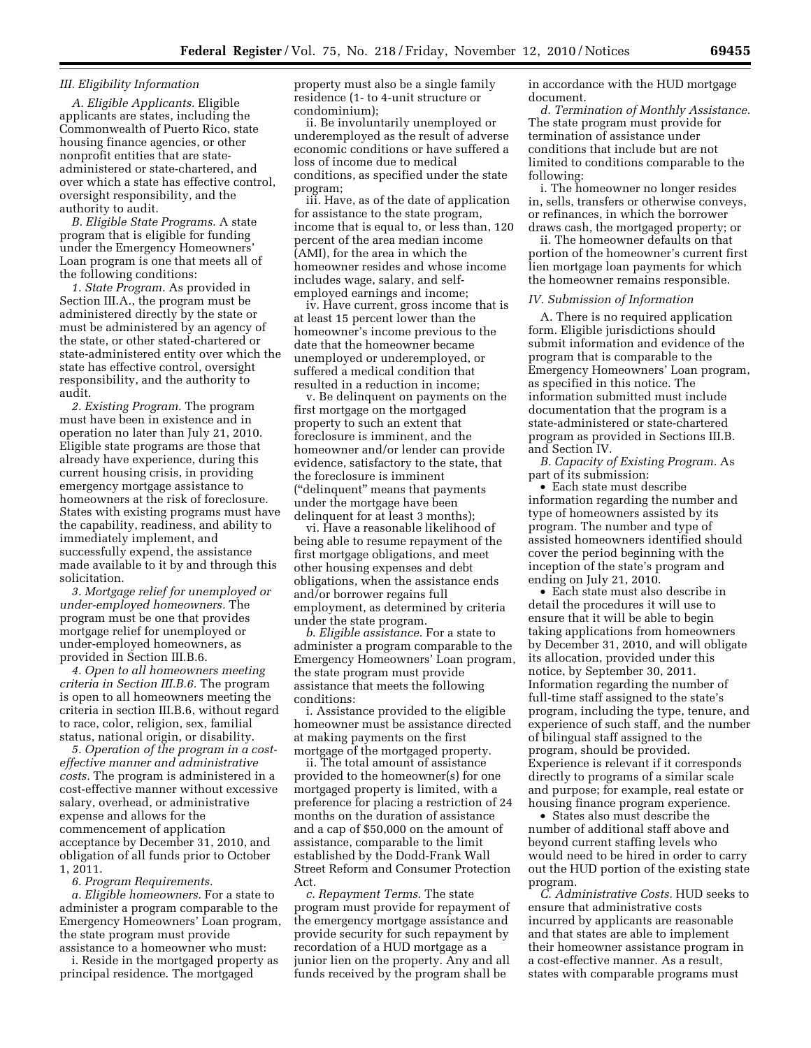### III. Eligibility Information

*A. Eligible Applicants.* Eligible applicants are states, including the Commonwealth of Puerto Rico, state housing finance agencies, or other nonprofit entities that are state-administered or state-chartered, and over which a state has effective control, oversight responsibility, and the authority to audit.

*B. Eligible State Programs.* A state program that is eligible for funding under the Emergency Homeowners' Loan program is one that meets all of the following conditions:

*1. State Program.* As provided in Section III.A., the program must be administered directly by the state or must be administered by an agency of the state, or other stated-chartered or state-administered entity over which the state has effective control, oversight responsibility, and the authority to audit.

*2. Existing Program.* The program must have been in existence and in operation no later than July 21, 2010. Eligible state programs are those that already have experience, during this current housing crisis, in providing emergency mortgage assistance to homeowners at the risk of foreclosure. States with existing programs must have the capability, readiness, and ability to immediately implement, and successfully expend, the assistance made available to it by and through this solicitation.

*3. Mortgage relief for unemployed or under-employed homeowners.* The program must be one that provides mortgage relief for unemployed or under-employed homeowners, as provided in Section III.B.6.

*4. Open to all homeowners meeting criteria in Section III.B.6.* The program is open to all homeowners meeting the criteria in section III.B.6, without regard to race, color, religion, sex, familial status, national origin, or disability.

*5. Operation of the program in a cost-effective manner and administrative costs.* The program is administered in a cost-effective manner without excessive salary, overhead, or administrative expense and allows for the commencement of application acceptance by December 31, 2010, and obligation of all funds prior to October 1, 2011.

*6. Program Requirements.*

*a. Eligible homeowners.* For a state to administer a program comparable to the Emergency Homeowners' Loan program, the state program must provide assistance to a homeowner who must:

i. Reside in the mortgaged property as principal residence. The mortgaged property must also be a single family residence (1- to 4-unit structure or condominium);

ii. Be involuntarily unemployed or underemployed as the result of adverse economic conditions or have suffered a loss of income due to medical conditions, as specified under the state program;

iii. Have, as of the date of application for assistance to the state program, income that is equal to, or less than, 120 percent of the area median income (AMI), for the area in which the homeowner resides and whose income includes wage, salary, and self-employed earnings and income;

iv. Have current, gross income that is at least 15 percent lower than the homeowner's income previous to the date that the homeowner became unemployed or underemployed, or suffered a medical condition that resulted in a reduction in income;

v. Be delinquent on payments on the first mortgage on the mortgaged property to such an extent that foreclosure is imminent, and the homeowner and/or lender can provide evidence, satisfactory to the state, that the foreclosure is imminent ("delinquent" means that payments under the mortgage have been delinquent for at least 3 months);

vi. Have a reasonable likelihood of being able to resume repayment of the first mortgage obligations, and meet other housing expenses and debt obligations, when the assistance ends and/or borrower regains full employment, as determined by criteria under the state program.

*b. Eligible assistance.* For a state to administer a program comparable to the Emergency Homeowners' Loan program, the state program must provide assistance that meets the following conditions:

i. Assistance provided to the eligible homeowner must be assistance directed at making payments on the first mortgage of the mortgaged property.

ii. The total amount of assistance provided to the homeowner(s) for one mortgaged property is limited, with a preference for placing a restriction of 24 months on the duration of assistance and a cap of $50,000 on the amount of assistance, comparable to the limit established by the Dodd-Frank Wall Street Reform and Consumer Protection Act.

*c. Repayment Terms.* The state program must provide for repayment of the emergency mortgage assistance and provide security for such repayment by recordation of a HUD mortgage as a junior lien on the property. Any and all funds received by the program shall be in accordance with the HUD mortgage document.

*d. Termination of Monthly Assistance.* The state program must provide for termination of assistance under conditions that include but are not limited to conditions comparable to the following:

i. The homeowner no longer resides in, sells, transfers or otherwise conveys, or refinances, in which the borrower draws cash, the mortgaged property; or

ii. The homeowner defaults on that portion of the homeowner's current first lien mortgage loan payments for which the homeowner remains responsible.

### IV. Submission of Information

A. There is no required application form. Eligible jurisdictions should submit information and evidence of the program that is comparable to the Emergency Homeowners' Loan program, as specified in this notice. The information submitted must include documentation that the program is a state-administered or state-chartered program as provided in Sections III.B. and Section IV.

*B. Capacity of Existing Program.* As part of its submission:

- Each state must describe information regarding the number and type of homeowners assisted by its program. The number and type of assisted homeowners identified should cover the period beginning with the inception of the state's program and ending on July 21, 2010.
- Each state must also describe in detail the procedures it will use to ensure that it will be able to begin taking applications from homeowners by December 31, 2010, and will obligate its allocation, provided under this notice, by September 30, 2011. Information regarding the number of full-time staff assigned to the state's program, including the type, tenure, and experience of such staff, and the number of bilingual staff assigned to the program, should be provided. Experience is relevant if it corresponds directly to programs of a similar scale and purpose; for example, real estate or housing finance program experience.
- States also must describe the number of additional staff above and beyond current staffing levels who would need to be hired in order to carry out the HUD portion of the existing state program.

*C. Administrative Costs.* HUD seeks to ensure that administrative costs incurred by applicants are reasonable and that states are able to implement their homeowner assistance program in a cost-effective manner. As a result, states with comparable programs must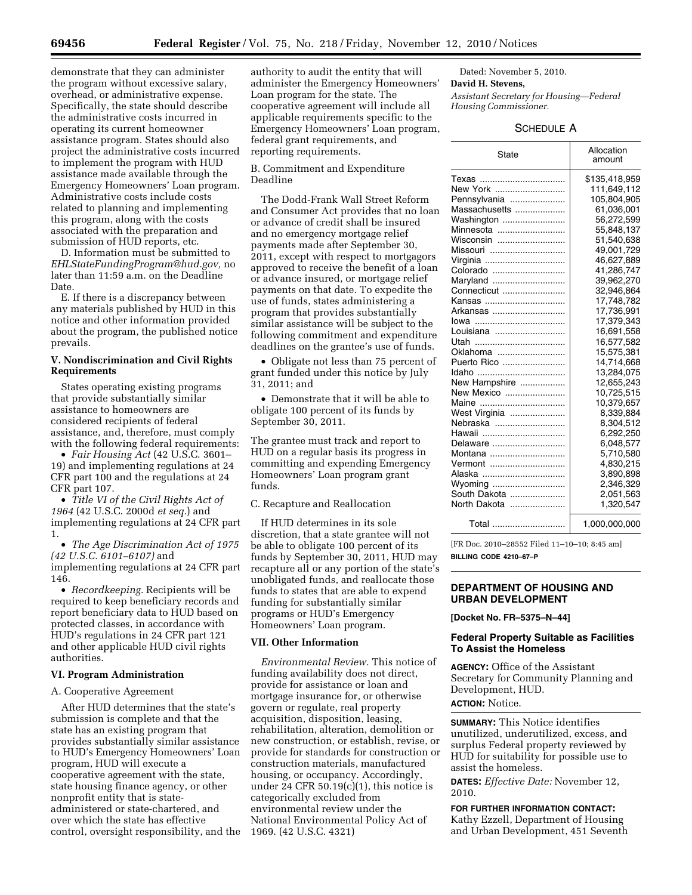demonstrate that they can administer the program without excessive salary, overhead, or administrative expense. Specifically, the state should describe the administrative costs incurred in operating its current homeowner assistance program. States should also project the administrative costs incurred to implement the program with HUD assistance made available through the Emergency Homeowners' Loan program. Administrative costs include costs related to planning and implementing this program, along with the costs associated with the preparation and submission of HUD reports, etc.

D. Information must be submitted to *EHLStateFundingProgram@hud.gov,* no later than 11:59 a.m. on the Deadline Date.

E. If there is a discrepancy between any materials published by HUD in this notice and other information provided about the program, the published notice prevails.

## V. Nondiscrimination and Civil Rights Requirements

States operating existing programs that provide substantially similar assistance to homeowners are considered recipients of federal assistance, and, therefore, must comply with the following federal requirements:

- *Fair Housing Act* (42 U.S.C. 3601–19) and implementing regulations at 24 CFR part 100 and the regulations at 24 CFR part 107.
- *Title VI of the Civil Rights Act of 1964* (42 U.S.C. 2000d *et seq.*) and implementing regulations at 24 CFR part 1.
- *The Age Discrimination Act of 1975 (42 U.S.C. 6101–6107)* and implementing regulations at 24 CFR part 146.
- *Recordkeeping.* Recipients will be required to keep beneficiary records and report beneficiary data to HUD based on protected classes, in accordance with HUD's regulations in 24 CFR part 121 and other applicable HUD civil rights authorities.

## VI. Program Administration

A. Cooperative Agreement

After HUD determines that the state's submission is complete and that the state has an existing program that provides substantially similar assistance to HUD's Emergency Homeowners' Loan program, HUD will execute a cooperative agreement with the state, state housing finance agency, or other nonprofit entity that is state-administered or state-chartered, and over which the state has effective control, oversight responsibility, and the authority to audit the entity that will administer the Emergency Homeowners' Loan program for the state. The cooperative agreement will include all applicable requirements specific to the Emergency Homeowners' Loan program, federal grant requirements, and reporting requirements.

B. Commitment and Expenditure Deadline

The Dodd-Frank Wall Street Reform and Consumer Act provides that no loan or advance of credit shall be insured and no emergency mortgage relief payments made after September 30, 2011, except with respect to mortgagors approved to receive the benefit of a loan or advance insured, or mortgage relief payments on that date. To expedite the use of funds, states administering a program that provides substantially similar assistance will be subject to the following commitment and expenditure deadlines on the grantee's use of funds.

- Obligate not less than 75 percent of grant funded under this notice by July 31, 2011; and
- Demonstrate that it will be able to obligate 100 percent of its funds by September 30, 2011.

The grantee must track and report to HUD on a regular basis its progress in committing and expending Emergency Homeowners' Loan program grant funds.

C. Recapture and Reallocation

If HUD determines in its sole discretion, that a state grantee will not be able to obligate 100 percent of its funds by September 30, 2011, HUD may recapture all or any portion of the state's unobligated funds, and reallocate those funds to states that are able to expend funding for substantially similar programs or HUD's Emergency Homeowners' Loan program.

## VII. Other Information

*Environmental Review.* This notice of funding availability does not direct, provide for assistance or loan and mortgage insurance for, or otherwise govern or regulate, real property acquisition, disposition, leasing, rehabilitation, alteration, demolition or new construction, or establish, revise, or provide for standards for construction or construction materials, manufactured housing, or occupancy. Accordingly, under 24 CFR 50.19(c)(1), this notice is categorically excluded from environmental review under the National Environmental Policy Act of 1969. (42 U.S.C. 4321)

Dated: November 5, 2010.

**David H. Stevens,**

*Assistant Secretary for Housing—Federal Housing Commissioner.*

### Schedule A

| State | Allocation amount |
|---|---|
| Texas | $135,418,959 |
| New York | 111,649,112 |
| Pennsylvania | 105,804,905 |
| Massachusetts | 61,036,001 |
| Washington | 56,272,599 |
| Minnesota | 55,848,137 |
| Wisconsin | 51,540,638 |
| Missouri | 49,001,729 |
| Virginia | 46,627,889 |
| Colorado | 41,286,747 |
| Maryland | 39,962,270 |
| Connecticut | 32,946,864 |
| Kansas | 17,748,782 |
| Arkansas | 17,736,991 |
| Iowa | 17,379,343 |
| Louisiana | 16,691,558 |
| Utah | 16,577,582 |
| Oklahoma | 15,575,381 |
| Puerto Rico | 14,714,668 |
| Idaho | 13,284,075 |
| New Hampshire | 12,655,243 |
| New Mexico | 10,725,515 |
| Maine | 10,379,657 |
| West Virginia | 8,339,884 |
| Nebraska | 8,304,512 |
| Hawaii | 6,292,250 |
| Delaware | 6,048,577 |
| Montana | 5,710,580 |
| Vermont | 4,830,215 |
| Alaska | 3,890,898 |
| Wyoming | 2,346,329 |
| South Dakota | 2,051,563 |
| North Dakota | 1,320,547 |
| Total | 1,000,000,000 |

[FR Doc. 2010–28552 Filed 11–10–10; 8:45 am]

**BILLING CODE 4210–67–P**

---

## DEPARTMENT OF HOUSING AND URBAN DEVELOPMENT

**[Docket No. FR–5375–N–44]**

## Federal Property Suitable as Facilities To Assist the Homeless

**AGENCY:** Office of the Assistant Secretary for Community Planning and Development, HUD.

**ACTION:** Notice.

**SUMMARY:** This Notice identifies unutilized, underutilized, excess, and surplus Federal property reviewed by HUD for suitability for possible use to assist the homeless.

**DATES:** *Effective Date:* November 12, 2010.

**FOR FURTHER INFORMATION CONTACT:** Kathy Ezzell, Department of Housing and Urban Development, 451 Seventh